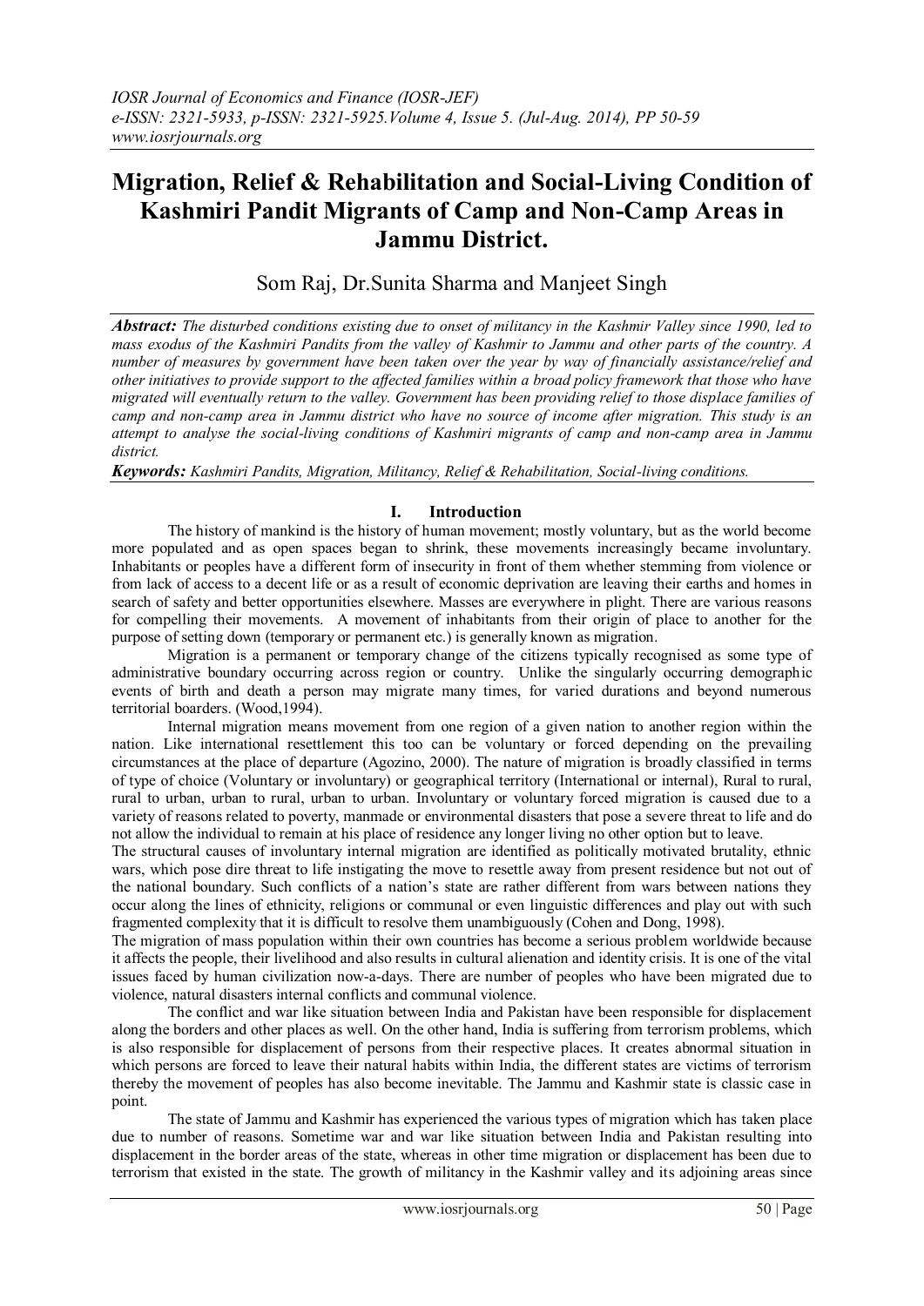# Migration, Relief & Rehabilitation and Social-Living Condition of Kashmiri Pandit Migrants of Camp and Non-Camp Areas in Jammu District.

Som Raj, Dr.Sunita Sharma and Manjeet Singh

***Abstract:*** *The disturbed conditions existing due to onset of militancy in the Kashmir Valley since 1990, led to mass exodus of the Kashmiri Pandits from the valley of Kashmir to Jammu and other parts of the country. A number of measures by government have been taken over the year by way of financially assistance/relief and other initiatives to provide support to the affected families within a broad policy framework that those who have migrated will eventually return to the valley. Government has been providing relief to those displace families of camp and non-camp area in Jammu district who have no source of income after migration. This study is an attempt to analyse the social-living conditions of Kashmiri migrants of camp and non-camp area in Jammu district.*

***Keywords:*** *Kashmiri Pandits, Migration, Militancy, Relief & Rehabilitation, Social-living conditions.*

## I. Introduction

The history of mankind is the history of human movement; mostly voluntary, but as the world become more populated and as open spaces began to shrink, these movements increasingly became involuntary. Inhabitants or peoples have a different form of insecurity in front of them whether stemming from violence or from lack of access to a decent life or as a result of economic deprivation are leaving their earths and homes in search of safety and better opportunities elsewhere. Masses are everywhere in plight. There are various reasons for compelling their movements. A movement of inhabitants from their origin of place to another for the purpose of setting down (temporary or permanent etc.) is generally known as migration.

Migration is a permanent or temporary change of the citizens typically recognised as some type of administrative boundary occurring across region or country. Unlike the singularly occurring demographic events of birth and death a person may migrate many times, for varied durations and beyond numerous territorial boarders. (Wood,1994).

Internal migration means movement from one region of a given nation to another region within the nation. Like international resettlement this too can be voluntary or forced depending on the prevailing circumstances at the place of departure (Agozino, 2000). The nature of migration is broadly classified in terms of type of choice (Voluntary or involuntary) or geographical territory (International or internal), Rural to rural, rural to urban, urban to rural, urban to urban. Involuntary or voluntary forced migration is caused due to a variety of reasons related to poverty, manmade or environmental disasters that pose a severe threat to life and do not allow the individual to remain at his place of residence any longer living no other option but to leave.

The structural causes of involuntary internal migration are identified as politically motivated brutality, ethnic wars, which pose dire threat to life instigating the move to resettle away from present residence but not out of the national boundary. Such conflicts of a nation's state are rather different from wars between nations they occur along the lines of ethnicity, religions or communal or even linguistic differences and play out with such fragmented complexity that it is difficult to resolve them unambiguously (Cohen and Dong, 1998).

The migration of mass population within their own countries has become a serious problem worldwide because it affects the people, their livelihood and also results in cultural alienation and identity crisis. It is one of the vital issues faced by human civilization now-a-days. There are number of peoples who have been migrated due to violence, natural disasters internal conflicts and communal violence.

The conflict and war like situation between India and Pakistan have been responsible for displacement along the borders and other places as well. On the other hand, India is suffering from terrorism problems, which is also responsible for displacement of persons from their respective places. It creates abnormal situation in which persons are forced to leave their natural habits within India, the different states are victims of terrorism thereby the movement of peoples has also become inevitable. The Jammu and Kashmir state is classic case in point.

The state of Jammu and Kashmir has experienced the various types of migration which has taken place due to number of reasons. Sometime war and war like situation between India and Pakistan resulting into displacement in the border areas of the state, whereas in other time migration or displacement has been due to terrorism that existed in the state. The growth of militancy in the Kashmir valley and its adjoining areas since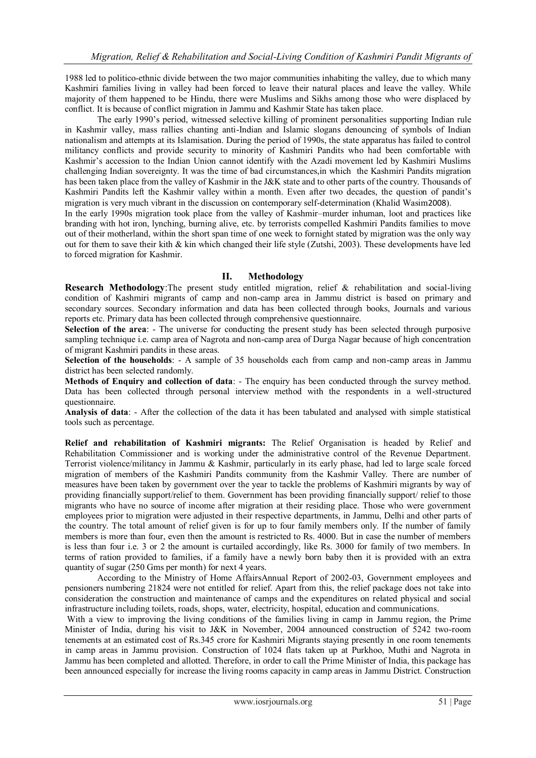1988 led to politico-ethnic divide between the two major communities inhabiting the valley, due to which many Kashmiri families living in valley had been forced to leave their natural places and leave the valley. While majority of them happened to be Hindu, there were Muslims and Sikhs among those who were displaced by conflict. It is because of conflict migration in Jammu and Kashmir State has taken place.

The early 1990's period, witnessed selective killing of prominent personalities supporting Indian rule in Kashmir valley, mass rallies chanting anti-Indian and Islamic slogans denouncing of symbols of Indian nationalism and attempts at its Islamisation. During the period of 1990s, the state apparatus has failed to control militancy conflicts and provide security to minority of Kashmiri Pandits who had been comfortable with Kashmir's accession to the Indian Union cannot identify with the Azadi movement led by Kashmiri Muslims challenging Indian sovereignty. It was the time of bad circumstances,in which the Kashmiri Pandits migration has been taken place from the valley of Kashmir in the J&K state and to other parts of the country. Thousands of Kashmiri Pandits left the Kashmir valley within a month. Even after two decades, the question of pandit's migration is very much vibrant in the discussion on contemporary self-determination (Khalid Wasim2008).

In the early 1990s migration took place from the valley of Kashmir–murder inhuman, loot and practices like branding with hot iron, lynching, burning alive, etc. by terrorists compelled Kashmiri Pandits families to move out of their motherland, within the short span time of one week to fornight stated by migration was the only way out for them to save their kith & kin which changed their life style (Zutshi, 2003). These developments have led to forced migration for Kashmir.

## II. Methodology

**Research Methodology**:The present study entitled migration, relief & rehabilitation and social-living condition of Kashmiri migrants of camp and non-camp area in Jammu district is based on primary and secondary sources. Secondary information and data has been collected through books, Journals and various reports etc. Primary data has been collected through comprehensive questionnaire.

**Selection of the area**: - The universe for conducting the present study has been selected through purposive sampling technique i.e. camp area of Nagrota and non-camp area of Durga Nagar because of high concentration of migrant Kashmiri pandits in these areas.

**Selection of the households**: - A sample of 35 households each from camp and non-camp areas in Jammu district has been selected randomly.

**Methods of Enquiry and collection of data**: - The enquiry has been conducted through the survey method. Data has been collected through personal interview method with the respondents in a well-structured questionnaire.

**Analysis of data**: - After the collection of the data it has been tabulated and analysed with simple statistical tools such as percentage.

**Relief and rehabilitation of Kashmiri migrants:** The Relief Organisation is headed by Relief and Rehabilitation Commissioner and is working under the administrative control of the Revenue Department. Terrorist violence/militancy in Jammu & Kashmir, particularly in its early phase, had led to large scale forced migration of members of the Kashmiri Pandits community from the Kashmir Valley. There are number of measures have been taken by government over the year to tackle the problems of Kashmiri migrants by way of providing financially support/relief to them. Government has been providing financially support/ relief to those migrants who have no source of income after migration at their residing place. Those who were government employees prior to migration were adjusted in their respective departments, in Jammu, Delhi and other parts of the country. The total amount of relief given is for up to four family members only. If the number of family members is more than four, even then the amount is restricted to Rs. 4000. But in case the number of members is less than four i.e. 3 or 2 the amount is curtailed accordingly, like Rs. 3000 for family of two members. In terms of ration provided to families, if a family have a newly born baby then it is provided with an extra quantity of sugar (250 Gms per month) for next 4 years.

According to the Ministry of Home AffairsAnnual Report of 2002-03, Government employees and pensioners numbering 21824 were not entitled for relief. Apart from this, the relief package does not take into consideration the construction and maintenance of camps and the expenditures on related physical and social infrastructure including toilets, roads, shops, water, electricity, hospital, education and communications.

With a view to improving the living conditions of the families living in camp in Jammu region, the Prime Minister of India, during his visit to J&K in November, 2004 announced construction of 5242 two-room tenements at an estimated cost of Rs.345 crore for Kashmiri Migrants staying presently in one room tenements in camp areas in Jammu provision. Construction of 1024 flats taken up at Purkhoo, Muthi and Nagrota in Jammu has been completed and allotted. Therefore, in order to call the Prime Minister of India, this package has been announced especially for increase the living rooms capacity in camp areas in Jammu District. Construction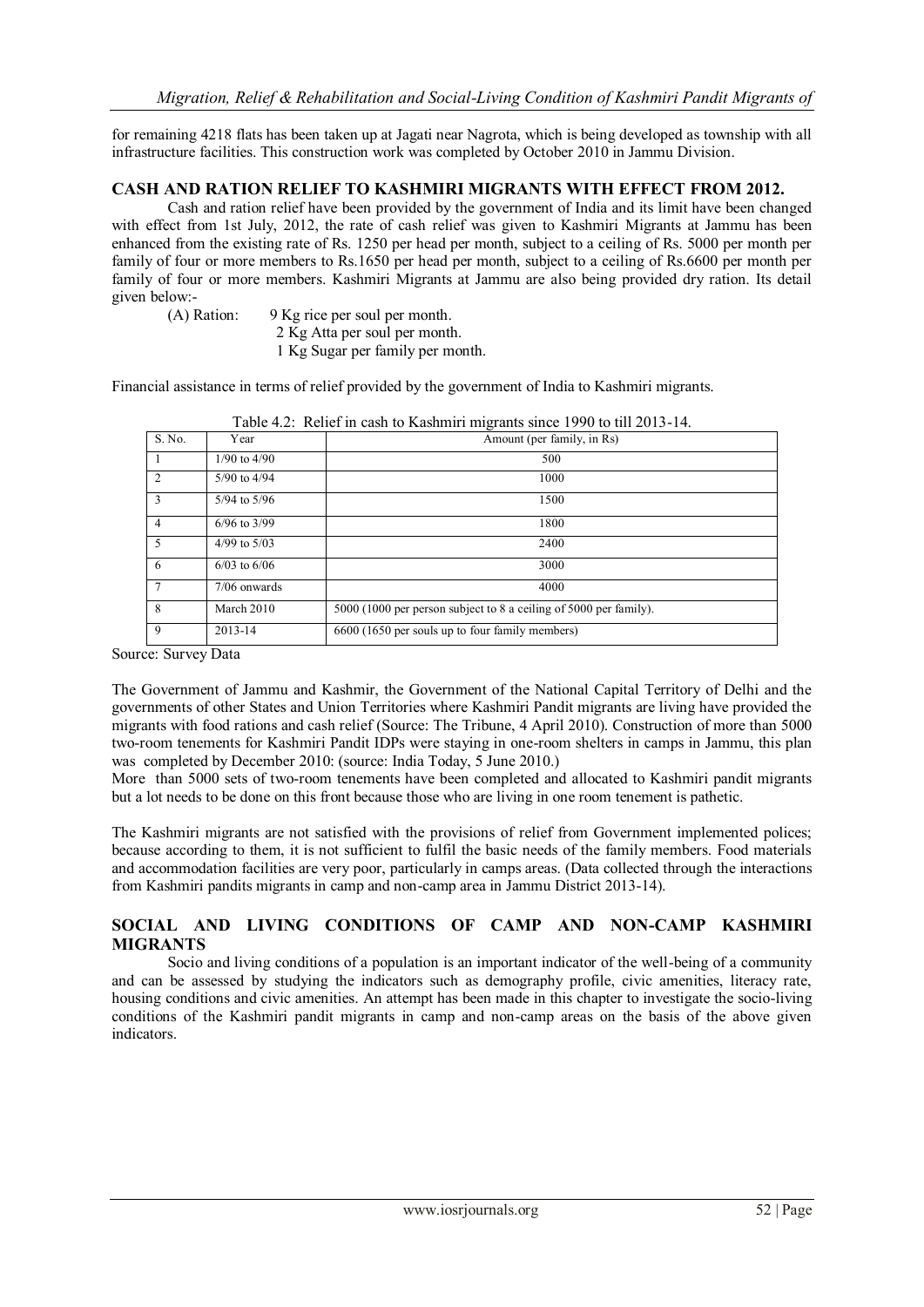for remaining 4218 flats has been taken up at Jagati near Nagrota, which is being developed as township with all infrastructure facilities. This construction work was completed by October 2010 in Jammu Division.

## CASH AND RATION RELIEF TO KASHMIRI MIGRANTS WITH EFFECT FROM 2012.

Cash and ration relief have been provided by the government of India and its limit have been changed with effect from 1st July, 2012, the rate of cash relief was given to Kashmiri Migrants at Jammu has been enhanced from the existing rate of Rs. 1250 per head per month, subject to a ceiling of Rs. 5000 per month per family of four or more members to Rs.1650 per head per month, subject to a ceiling of Rs.6600 per month per family of four or more members. Kashmiri Migrants at Jammu are also being provided dry ration. Its detail given below:-

(A) Ration: 9 Kg rice per soul per month.
2 Kg Atta per soul per month.
1 Kg Sugar per family per month.

Financial assistance in terms of relief provided by the government of India to Kashmiri migrants.

Table 4.2: Relief in cash to Kashmiri migrants since 1990 to till 2013-14.

| S. No. | Year | Amount (per family, in Rs) |
|---|---|---|
| 1 | 1/90 to 4/90 | 500 |
| 2 | 5/90 to 4/94 | 1000 |
| 3 | 5/94 to 5/96 | 1500 |
| 4 | 6/96 to 3/99 | 1800 |
| 5 | 4/99 to 5/03 | 2400 |
| 6 | 6/03 to 6/06 | 3000 |
| 7 | 7/06 onwards | 4000 |
| 8 | March 2010 | 5000 (1000 per person subject to 8 a ceiling of 5000 per family). |
| 9 | 2013-14 | 6600 (1650 per souls up to four family members) |

Source: Survey Data

The Government of Jammu and Kashmir, the Government of the National Capital Territory of Delhi and the governments of other States and Union Territories where Kashmiri Pandit migrants are living have provided the migrants with food rations and cash relief (Source: The Tribune, 4 April 2010). Construction of more than 5000 two-room tenements for Kashmiri Pandit IDPs were staying in one-room shelters in camps in Jammu, this plan was completed by December 2010: (source: India Today, 5 June 2010.)

More than 5000 sets of two-room tenements have been completed and allocated to Kashmiri pandit migrants but a lot needs to be done on this front because those who are living in one room tenement is pathetic.

The Kashmiri migrants are not satisfied with the provisions of relief from Government implemented polices; because according to them, it is not sufficient to fulfil the basic needs of the family members. Food materials and accommodation facilities are very poor, particularly in camps areas. (Data collected through the interactions from Kashmiri pandits migrants in camp and non-camp area in Jammu District 2013-14).

## SOCIAL AND LIVING CONDITIONS OF CAMP AND NON-CAMP KASHMIRI MIGRANTS

Socio and living conditions of a population is an important indicator of the well-being of a community and can be assessed by studying the indicators such as demography profile, civic amenities, literacy rate, housing conditions and civic amenities. An attempt has been made in this chapter to investigate the socio-living conditions of the Kashmiri pandit migrants in camp and non-camp areas on the basis of the above given indicators.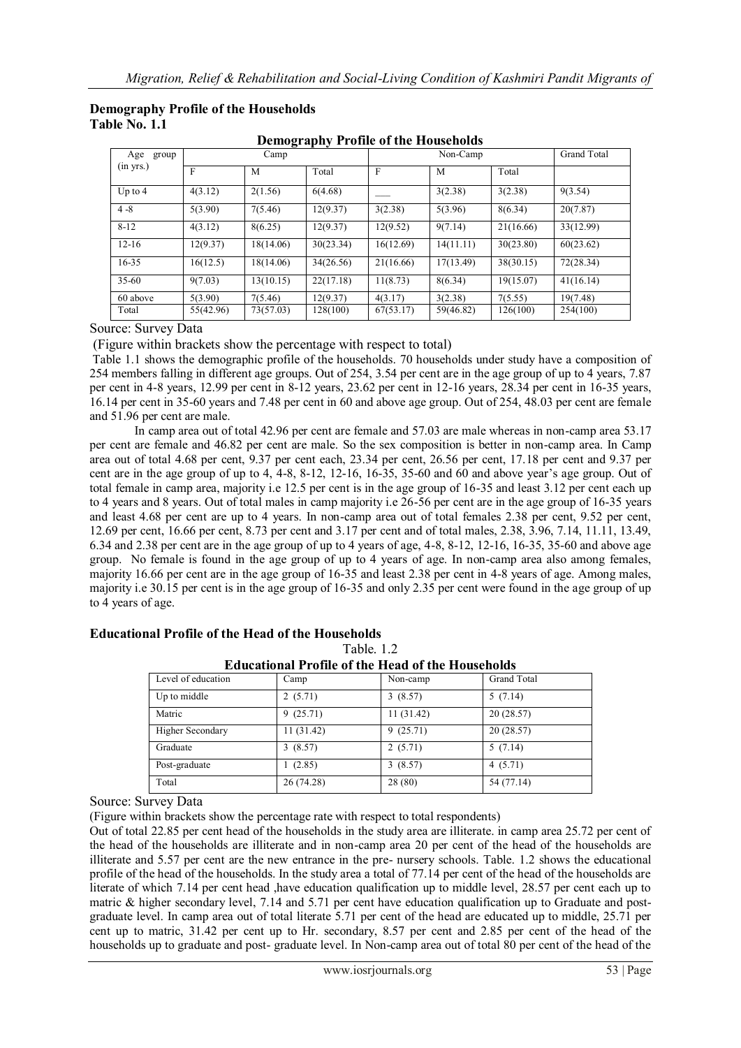## Demography Profile of the Households

**Table No. 1.1**

**Demography Profile of the Households**

| Age group (in yrs.) | Camp | | | Non-Camp | | | Grand Total |
|---|---|---|---|---|---|---|---|
| | F | M | Total | F | M | Total | |
| Up to 4 | 4(3.12) | 2(1.56) | 6(4.68) | ___ | 3(2.38) | 3(2.38) | 9(3.54) |
| 4 -8 | 5(3.90) | 7(5.46) | 12(9.37) | 3(2.38) | 5(3.96) | 8(6.34) | 20(7.87) |
| 8-12 | 4(3.12) | 8(6.25) | 12(9.37) | 12(9.52) | 9(7.14) | 21(16.66) | 33(12.99) |
| 12-16 | 12(9.37) | 18(14.06) | 30(23.34) | 16(12.69) | 14(11.11) | 30(23.80) | 60(23.62) |
| 16-35 | 16(12.5) | 18(14.06) | 34(26.56) | 21(16.66) | 17(13.49) | 38(30.15) | 72(28.34) |
| 35-60 | 9(7.03) | 13(10.15) | 22(17.18) | 11(8.73) | 8(6.34) | 19(15.07) | 41(16.14) |
| 60 above | 5(3.90) | 7(5.46) | 12(9.37) | 4(3.17) | 3(2.38) | 7(5.55) | 19(7.48) |
| Total | 55(42.96) | 73(57.03) | 128(100) | 67(53.17) | 59(46.82) | 126(100) | 254(100) |

Source: Survey Data

(Figure within brackets show the percentage with respect to total)

Table 1.1 shows the demographic profile of the households. 70 households under study have a composition of 254 members falling in different age groups. Out of 254, 3.54 per cent are in the age group of up to 4 years, 7.87 per cent in 4-8 years, 12.99 per cent in 8-12 years, 23.62 per cent in 12-16 years, 28.34 per cent in 16-35 years, 16.14 per cent in 35-60 years and 7.48 per cent in 60 and above age group. Out of 254, 48.03 per cent are female and 51.96 per cent are male.

In camp area out of total 42.96 per cent are female and 57.03 are male whereas in non-camp area 53.17 per cent are female and 46.82 per cent are male. So the sex composition is better in non-camp area. In Camp area out of total 4.68 per cent, 9.37 per cent each, 23.34 per cent, 26.56 per cent, 17.18 per cent and 9.37 per cent are in the age group of up to 4, 4-8, 8-12, 12-16, 16-35, 35-60 and 60 and above year's age group. Out of total female in camp area, majority i.e 12.5 per cent is in the age group of 16-35 and least 3.12 per cent each up to 4 years and 8 years. Out of total males in camp majority i.e 26-56 per cent are in the age group of 16-35 years and least 4.68 per cent are up to 4 years. In non-camp area out of total females 2.38 per cent, 9.52 per cent, 12.69 per cent, 16.66 per cent, 8.73 per cent and 3.17 per cent and of total males, 2.38, 3.96, 7.14, 11.11, 13.49, 6.34 and 2.38 per cent are in the age group of up to 4 years of age, 4-8, 8-12, 12-16, 16-35, 35-60 and above age group. No female is found in the age group of up to 4 years of age. In non-camp area also among females, majority 16.66 per cent are in the age group of 16-35 and least 2.38 per cent in 4-8 years of age. Among males, majority i.e 30.15 per cent is in the age group of 16-35 and only 2.35 per cent were found in the age group of up to 4 years of age.

## Educational Profile of the Head of the Households

Table. 1.2

**Educational Profile of the Head of the Households**

| Level of education | Camp | Non-camp | Grand Total |
|---|---|---|---|
| Up to middle | 2 (5.71) | 3 (8.57) | 5 (7.14) |
| Matric | 9 (25.71) | 11 (31.42) | 20 (28.57) |
| Higher Secondary | 11 (31.42) | 9 (25.71) | 20 (28.57) |
| Graduate | 3 (8.57) | 2 (5.71) | 5 (7.14) |
| Post-graduate | 1 (2.85) | 3 (8.57) | 4 (5.71) |
| Total | 26 (74.28) | 28 (80) | 54 (77.14) |

Source: Survey Data

(Figure within brackets show the percentage rate with respect to total respondents)

Out of total 22.85 per cent head of the households in the study area are illiterate. in camp area 25.72 per cent of the head of the households are illiterate and in non-camp area 20 per cent of the head of the households are illiterate and 5.57 per cent are the new entrance in the pre- nursery schools. Table. 1.2 shows the educational profile of the head of the households. In the study area a total of 77.14 per cent of the head of the households are literate of which 7.14 per cent head ,have education qualification up to middle level, 28.57 per cent each up to matric & higher secondary level, 7.14 and 5.71 per cent have education qualification up to Graduate and post-graduate level. In camp area out of total literate 5.71 per cent of the head are educated up to middle, 25.71 per cent up to matric, 31.42 per cent up to Hr. secondary, 8.57 per cent and 2.85 per cent of the head of the households up to graduate and post- graduate level. In Non-camp area out of total 80 per cent of the head of the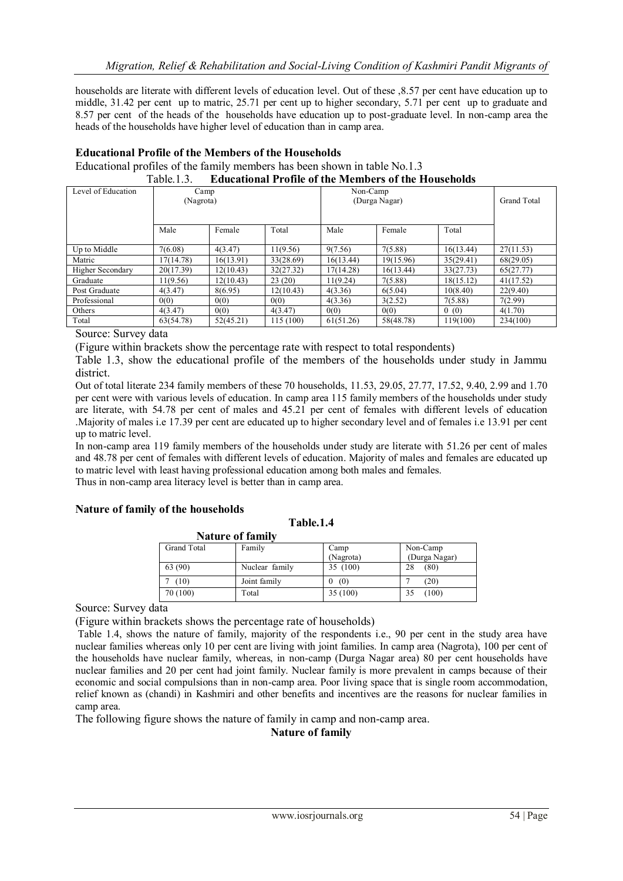households are literate with different levels of education level. Out of these ,8.57 per cent have education up to middle, 31.42 per cent up to matric, 25.71 per cent up to higher secondary, 5.71 per cent up to graduate and 8.57 per cent of the heads of the households have education up to post-graduate level. In non-camp area the heads of the households have higher level of education than in camp area.

**Educational Profile of the Members of the Households**

Educational profiles of the family members has been shown in table No.1.3

Table.1.3. **Educational Profile of the Members of the Households**

| Level of Education | Camp (Nagrota) | | | Non-Camp (Durga Nagar) | | | Grand Total |
|---|---|---|---|---|---|---|---|
| | Male | Female | Total | Male | Female | Total | |
| Up to Middle | 7(6.08) | 4(3.47) | 11(9.56) | 9(7.56) | 7(5.88) | 16(13.44) | 27(11.53) |
| Matric | 17(14.78) | 16(13.91) | 33(28.69) | 16(13.44) | 19(15.96) | 35(29.41) | 68(29.05) |
| Higher Secondary | 20(17.39) | 12(10.43) | 32(27.32) | 17(14.28) | 16(13.44) | 33(27.73) | 65(27.77) |
| Graduate | 11(9.56) | 12(10.43) | 23 (20) | 11(9.24) | 7(5.88) | 18(15.12) | 41(17.52) |
| Post Graduate | 4(3.47) | 8(6.95) | 12(10.43) | 4(3.36) | 6(5.04) | 10(8.40) | 22(9.40) |
| Professional | 0(0) | 0(0) | 0(0) | 4(3.36) | 3(2.52) | 7(5.88) | 7(2.99) |
| Others | 4(3.47) | 0(0) | 4(3.47) | 0(0) | 0(0) | 0 (0) | 4(1.70) |
| Total | 63(54.78) | 52(45.21) | 115 (100) | 61(51.26) | 58(48.78) | 119(100) | 234(100) |

Source: Survey data

(Figure within brackets show the percentage rate with respect to total respondents)

Table 1.3, show the educational profile of the members of the households under study in Jammu district.

Out of total literate 234 family members of these 70 households, 11.53, 29.05, 27.77, 17.52, 9.40, 2.99 and 1.70 per cent were with various levels of education. In camp area 115 family members of the households under study are literate, with 54.78 per cent of males and 45.21 per cent of females with different levels of education .Majority of males i.e 17.39 per cent are educated up to higher secondary level and of females i.e 13.91 per cent up to matric level.

In non-camp area 119 family members of the households under study are literate with 51.26 per cent of males and 48.78 per cent of females with different levels of education. Majority of males and females are educated up to matric level with least having professional education among both males and females.

Thus in non-camp area literacy level is better than in camp area.

**Nature of family of the households**

**Table.1.4**

**Nature of family**

| Grand Total | Family | Camp (Nagrota) | Non-Camp (Durga Nagar) |
|---|---|---|---|
| 63 (90) | Nuclear family | 35 (100) | 28 (80) |
| 7 (10) | Joint family | 0 (0) | 7 (20) |
| 70 (100) | Total | 35 (100) | 35 (100) |

Source: Survey data

(Figure within brackets shows the percentage rate of households)

Table 1.4, shows the nature of family, majority of the respondents i.e., 90 per cent in the study area have nuclear families whereas only 10 per cent are living with joint families. In camp area (Nagrota), 100 per cent of the households have nuclear family, whereas, in non-camp (Durga Nagar area) 80 per cent households have nuclear families and 20 per cent had joint family. Nuclear family is more prevalent in camps because of their economic and social compulsions than in non-camp area. Poor living space that is single room accommodation, relief known as (chandi) in Kashmiri and other benefits and incentives are the reasons for nuclear families in camp area.

The following figure shows the nature of family in camp and non-camp area.

**Nature of family**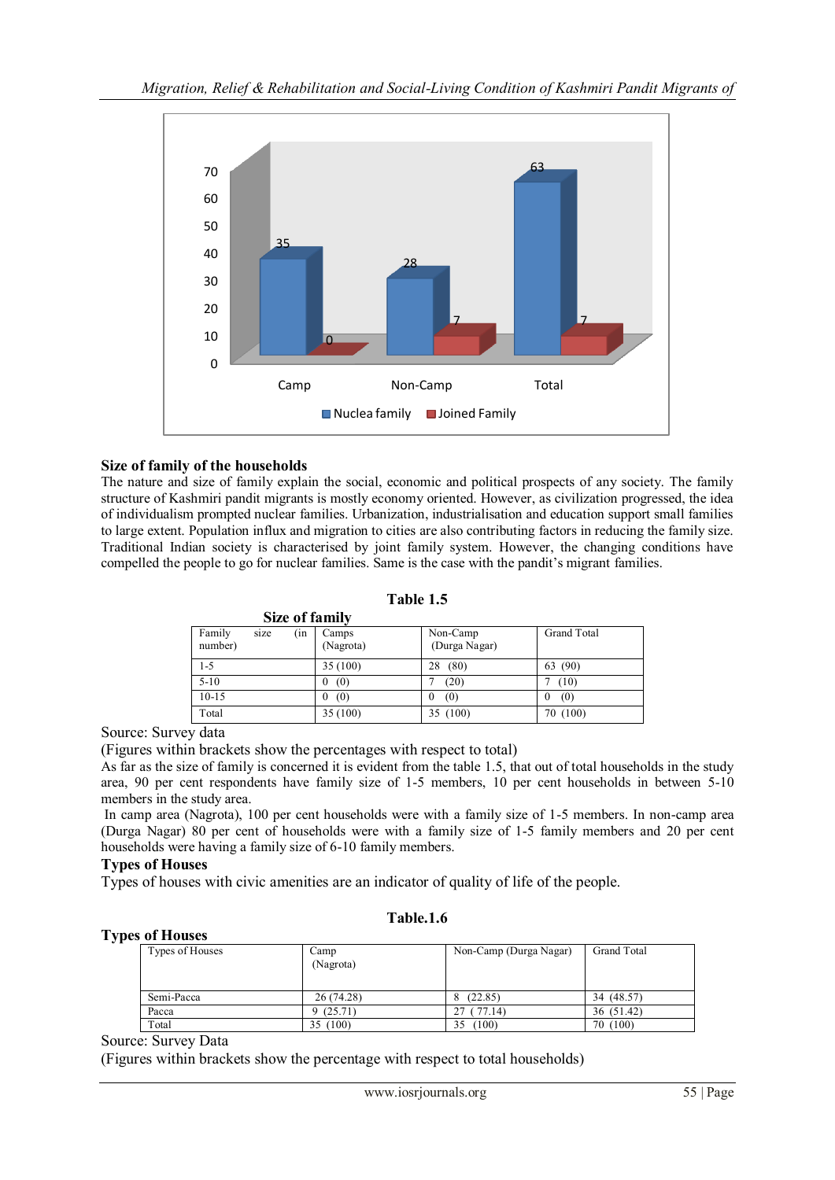## Size of family of the households

The nature and size of family explain the social, economic and political prospects of any society. The family structure of Kashmiri pandit migrants is mostly economy oriented. However, as civilization progressed, the idea of individualism prompted nuclear families. Urbanization, industrialisation and education support small families to large extent. Population influx and migration to cities are also contributing factors in reducing the family size. Traditional Indian society is characterised by joint family system. However, the changing conditions have compelled the people to go for nuclear families. Same is the case with the pandit's migrant families.

**Table 1.5**

**Size of family**

| Family size (in number) | Camps (Nagrota) | Non-Camp (Durga Nagar) | Grand Total |
|---|---|---|---|
| 1-5 | 35 (100) | 28 (80) | 63 (90) |
| 5-10 | 0 (0) | 7 (20) | 7 (10) |
| 10-15 | 0 (0) | 0 (0) | 0 (0) |
| Total | 35 (100) | 35 (100) | 70 (100) |

Source: Survey data

(Figures within brackets show the percentages with respect to total)

As far as the size of family is concerned it is evident from the table 1.5, that out of total households in the study area, 90 per cent respondents have family size of 1-5 members, 10 per cent households in between 5-10 members in the study area.

In camp area (Nagrota), 100 per cent households were with a family size of 1-5 members. In non-camp area (Durga Nagar) 80 per cent of households were with a family size of 1-5 family members and 20 per cent households were having a family size of 6-10 family members.

## Types of Houses

Types of houses with civic amenities are an indicator of quality of life of the people.

**Table.1.6**

**Types of Houses**

| Types of Houses | Camp (Nagrota) | Non-Camp (Durga Nagar) | Grand Total |
|---|---|---|---|
| Semi-Pacca | 26 (74.28) | 8 (22.85) | 34 (48.57) |
| Pacca | 9 (25.71) | 27 ( 77.14) | 36 (51.42) |
| Total | 35 (100) | 35 (100) | 70 (100) |

Source: Survey Data

(Figures within brackets show the percentage with respect to total households)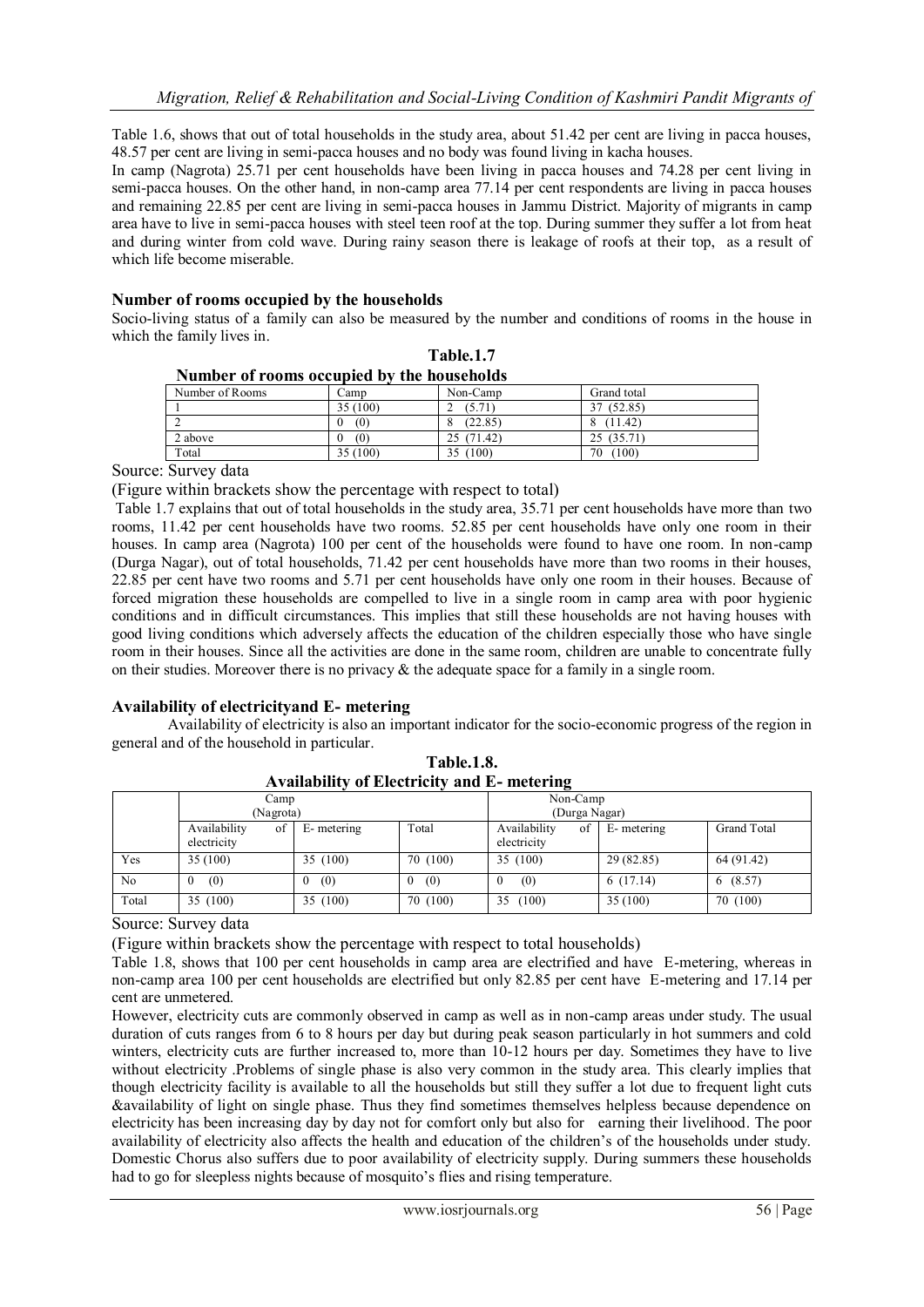Table 1.6, shows that out of total households in the study area, about 51.42 per cent are living in pacca houses, 48.57 per cent are living in semi-pacca houses and no body was found living in kacha houses.

In camp (Nagrota) 25.71 per cent households have been living in pacca houses and 74.28 per cent living in semi-pacca houses. On the other hand, in non-camp area 77.14 per cent respondents are living in pacca houses and remaining 22.85 per cent are living in semi-pacca houses in Jammu District. Majority of migrants in camp area have to live in semi-pacca houses with steel teen roof at the top. During summer they suffer a lot from heat and during winter from cold wave. During rainy season there is leakage of roofs at their top, as a result of which life become miserable.

### Number of rooms occupied by the households

Socio-living status of a family can also be measured by the number and conditions of rooms in the house in which the family lives in.

**Table.1.7**

**Number of rooms occupied by the households**

| Number of Rooms | Camp | Non-Camp | Grand total |
|---|---|---|---|
| 1 | 35 (100) | 2 (5.71) | 37 (52.85) |
| 2 | 0 (0) | 8 (22.85) | 8 (11.42) |
| 2 above | 0 (0) | 25 (71.42) | 25 (35.71) |
| Total | 35 (100) | 35 (100) | 70 (100) |

Source: Survey data

(Figure within brackets show the percentage with respect to total)

Table 1.7 explains that out of total households in the study area, 35.71 per cent households have more than two rooms, 11.42 per cent households have two rooms. 52.85 per cent households have only one room in their houses. In camp area (Nagrota) 100 per cent of the households were found to have one room. In non-camp (Durga Nagar), out of total households, 71.42 per cent households have more than two rooms in their houses, 22.85 per cent have two rooms and 5.71 per cent households have only one room in their houses. Because of forced migration these households are compelled to live in a single room in camp area with poor hygienic conditions and in difficult circumstances. This implies that still these households are not having houses with good living conditions which adversely affects the education of the children especially those who have single room in their houses. Since all the activities are done in the same room, children are unable to concentrate fully on their studies. Moreover there is no privacy & the adequate space for a family in a single room.

### Availability of electricityand E- metering

Availability of electricity is also an important indicator for the socio-economic progress of the region in general and of the household in particular.

**Table.1.8.**

**Availability of Electricity and E- metering**

| | Camp (Nagrota) | | | Non-Camp (Durga Nagar) | | |
|---|---|---|---|---|---|---|
| | Availability of electricity | E- metering | Total | Availability of electricity | E- metering | Grand Total |
| Yes | 35 (100) | 35 (100) | 70 (100) | 35 (100) | 29 (82.85) | 64 (91.42) |
| No | 0 (0) | 0 (0) | 0 (0) | 0 (0) | 6 (17.14) | 6 (8.57) |
| Total | 35 (100) | 35 (100) | 70 (100) | 35 (100) | 35 (100) | 70 (100) |

Source: Survey data

(Figure within brackets show the percentage with respect to total households)

Table 1.8, shows that 100 per cent households in camp area are electrified and have E-metering, whereas in non-camp area 100 per cent households are electrified but only 82.85 per cent have E-metering and 17.14 per cent are unmetered.

However, electricity cuts are commonly observed in camp as well as in non-camp areas under study. The usual duration of cuts ranges from 6 to 8 hours per day but during peak season particularly in hot summers and cold winters, electricity cuts are further increased to, more than 10-12 hours per day. Sometimes they have to live without electricity .Problems of single phase is also very common in the study area. This clearly implies that though electricity facility is available to all the households but still they suffer a lot due to frequent light cuts &availability of light on single phase. Thus they find sometimes themselves helpless because dependence on electricity has been increasing day by day not for comfort only but also for earning their livelihood. The poor availability of electricity also affects the health and education of the children's of the households under study. Domestic Chorus also suffers due to poor availability of electricity supply. During summers these households had to go for sleepless nights because of mosquito's flies and rising temperature.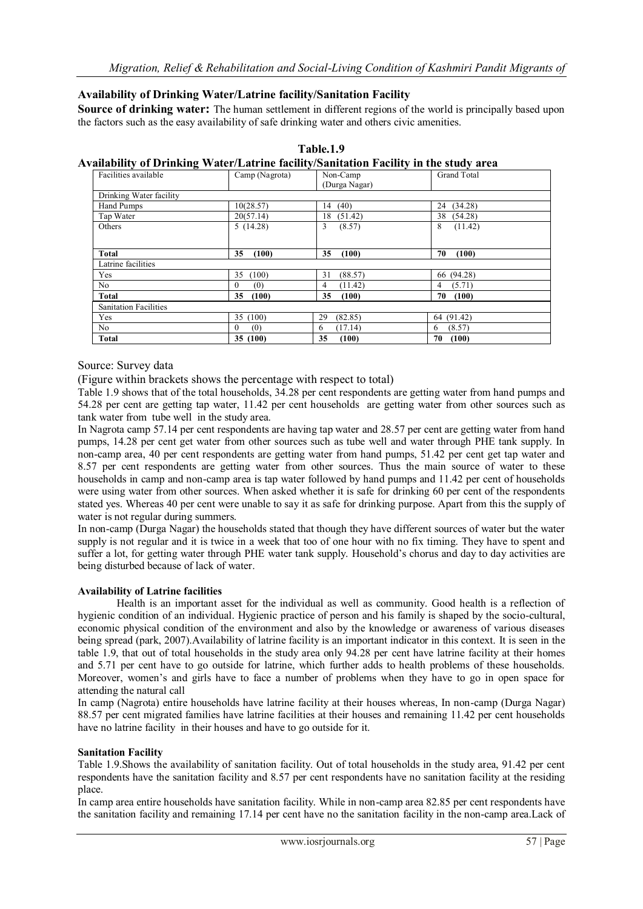## Availability of Drinking Water/Latrine facility/Sanitation Facility

**Source of drinking water:** The human settlement in different regions of the world is principally based upon the factors such as the easy availability of safe drinking water and others civic amenities.

**Table.1.9**
**Availability of Drinking Water/Latrine facility/Sanitation Facility in the study area**

| Facilities available | Camp (Nagrota) | Non-Camp (Durga Nagar) | Grand Total |
|---|---|---|---|
| Drinking Water facility | | | |
| Hand Pumps | 10(28.57) | 14 (40) | 24 (34.28) |
| Tap Water | 20(57.14) | 18 (51.42) | 38 (54.28) |
| Others | 5 (14.28) | 3 (8.57) | 8 (11.42) |
| **Total** | **35 (100)** | **35 (100)** | **70 (100)** |
| Latrine facilities | | | |
| Yes | 35 (100) | 31 (88.57) | 66 (94.28) |
| No | 0 (0) | 4 (11.42) | 4 (5.71) |
| **Total** | **35 (100)** | **35 (100)** | **70 (100)** |
| Sanitation Facilities | | | |
| Yes | 35 (100) | 29 (82.85) | 64 (91.42) |
| No | 0 (0) | 6 (17.14) | 6 (8.57) |
| **Total** | **35 (100)** | **35 (100)** | **70 (100)** |

Source: Survey data

(Figure within brackets shows the percentage with respect to total)

Table 1.9 shows that of the total households, 34.28 per cent respondents are getting water from hand pumps and 54.28 per cent are getting tap water, 11.42 per cent households are getting water from other sources such as tank water from tube well in the study area.

In Nagrota camp 57.14 per cent respondents are having tap water and 28.57 per cent are getting water from hand pumps, 14.28 per cent get water from other sources such as tube well and water through PHE tank supply. In non-camp area, 40 per cent respondents are getting water from hand pumps, 51.42 per cent get tap water and 8.57 per cent respondents are getting water from other sources. Thus the main source of water to these households in camp and non-camp area is tap water followed by hand pumps and 11.42 per cent of households were using water from other sources. When asked whether it is safe for drinking 60 per cent of the respondents stated yes. Whereas 40 per cent were unable to say it as safe for drinking purpose. Apart from this the supply of water is not regular during summers.

In non-camp (Durga Nagar) the households stated that though they have different sources of water but the water supply is not regular and it is twice in a week that too of one hour with no fix timing. They have to spent and suffer a lot, for getting water through PHE water tank supply. Household's chorus and day to day activities are being disturbed because of lack of water.

### Availability of Latrine facilities

Health is an important asset for the individual as well as community. Good health is a reflection of hygienic condition of an individual. Hygienic practice of person and his family is shaped by the socio-cultural, economic physical condition of the environment and also by the knowledge or awareness of various diseases being spread (park, 2007).Availability of latrine facility is an important indicator in this context. It is seen in the table 1.9, that out of total households in the study area only 94.28 per cent have latrine facility at their homes and 5.71 per cent have to go outside for latrine, which further adds to health problems of these households. Moreover, women's and girls have to face a number of problems when they have to go in open space for attending the natural call

In camp (Nagrota) entire households have latrine facility at their houses whereas, In non-camp (Durga Nagar) 88.57 per cent migrated families have latrine facilities at their houses and remaining 11.42 per cent households have no latrine facility in their houses and have to go outside for it.

### Sanitation Facility

Table 1.9.Shows the availability of sanitation facility. Out of total households in the study area, 91.42 per cent respondents have the sanitation facility and 8.57 per cent respondents have no sanitation facility at the residing place.

In camp area entire households have sanitation facility. While in non-camp area 82.85 per cent respondents have the sanitation facility and remaining 17.14 per cent have no the sanitation facility in the non-camp area.Lack of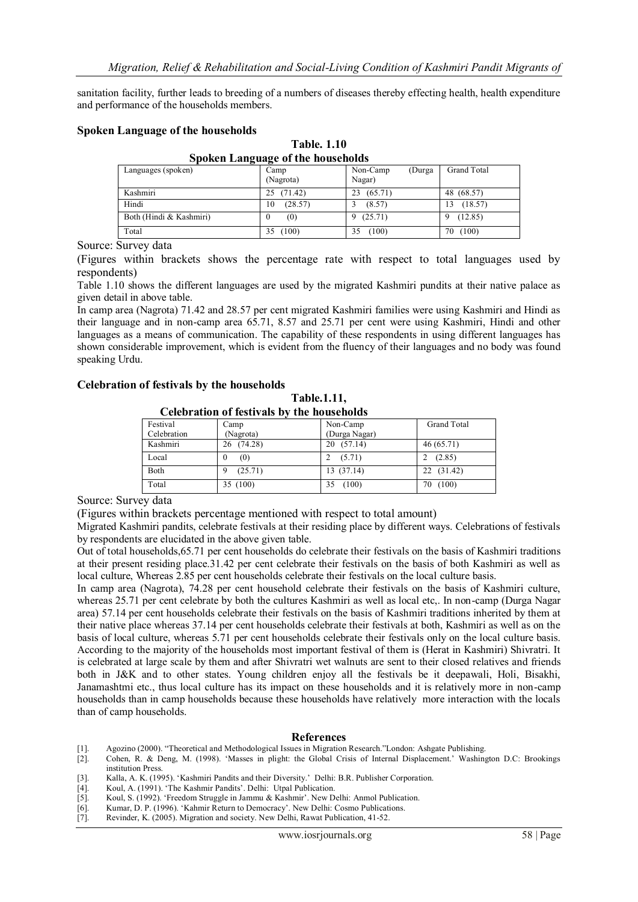sanitation facility, further leads to breeding of a numbers of diseases thereby effecting health, health expenditure and performance of the households members.

### Spoken Language of the households

**Table. 1.10**
**Spoken Language of the households**

| Languages (spoken) | Camp (Nagrota) | Non-Camp (Durga Nagar) | Grand Total |
|---|---|---|---|
| Kashmiri | 25 (71.42) | 23 (65.71) | 48 (68.57) |
| Hindi | 10 (28.57) | 3 (8.57) | 13 (18.57) |
| Both (Hindi & Kashmiri) | 0 (0) | 9 (25.71) | 9 (12.85) |
| Total | 35 (100) | 35 (100) | 70 (100) |

Source: Survey data

(Figures within brackets shows the percentage rate with respect to total languages used by respondents)

Table 1.10 shows the different languages are used by the migrated Kashmiri pundits at their native palace as given detail in above table.

In camp area (Nagrota) 71.42 and 28.57 per cent migrated Kashmiri families were using Kashmiri and Hindi as their language and in non-camp area 65.71, 8.57 and 25.71 per cent were using Kashmiri, Hindi and other languages as a means of communication. The capability of these respondents in using different languages has shown considerable improvement, which is evident from the fluency of their languages and no body was found speaking Urdu.

### Celebration of festivals by the households

**Table.1.11,**
**Celebration of festivals by the households**

| Festival Celebration | Camp (Nagrota) | Non-Camp (Durga Nagar) | Grand Total |
|---|---|---|---|
| Kashmiri | 26 (74.28) | 20 (57.14) | 46 (65.71) |
| Local | 0 (0) | 2 (5.71) | 2 (2.85) |
| Both | 9 (25.71) | 13 (37.14) | 22 (31.42) |
| Total | 35 (100) | 35 (100) | 70 (100) |

Source: Survey data

(Figures within brackets percentage mentioned with respect to total amount)

Migrated Kashmiri pandits, celebrate festivals at their residing place by different ways. Celebrations of festivals by respondents are elucidated in the above given table.

Out of total households,65.71 per cent households do celebrate their festivals on the basis of Kashmiri traditions at their present residing place.31.42 per cent celebrate their festivals on the basis of both Kashmiri as well as local culture, Whereas 2.85 per cent households celebrate their festivals on the local culture basis.

In camp area (Nagrota), 74.28 per cent household celebrate their festivals on the basis of Kashmiri culture, whereas 25.71 per cent celebrate by both the cultures Kashmiri as well as local etc,. In non-camp (Durga Nagar area) 57.14 per cent households celebrate their festivals on the basis of Kashmiri traditions inherited by them at their native place whereas 37.14 per cent households celebrate their festivals at both, Kashmiri as well as on the basis of local culture, whereas 5.71 per cent households celebrate their festivals only on the local culture basis. According to the majority of the households most important festival of them is (Herat in Kashmiri) Shivratri. It is celebrated at large scale by them and after Shivratri wet walnuts are sent to their closed relatives and friends both in J&K and to other states. Young children enjoy all the festivals be it deepawali, Holi, Bisakhi, Janamashtmi etc., thus local culture has its impact on these households and it is relatively more in non-camp households than in camp households because these households have relatively more interaction with the locals than of camp households.

## References

[1]. Agozino (2000). "Theoretical and Methodological Issues in Migration Research."London: Ashgate Publishing.
[2]. Cohen, R. & Deng, M. (1998). 'Masses in plight: the Global Crisis of Internal Displacement.' Washington D.C: Brookings institution Press.
[3]. Kalla, A. K. (1995). 'Kashmiri Pandits and their Diversity.' Delhi: B.R. Publisher Corporation.
[4]. Koul, A. (1991). 'The Kashmir Pandits'. Delhi: Utpal Publication.
[5]. Koul, S. (1992). 'Freedom Struggle in Jammu & Kashmir'. New Delhi: Anmol Publication.
[6]. Kumar, D. P. (1996). 'Kahmir Return to Democracy'. New Delhi: Cosmo Publications.
[7]. Revinder, K. (2005). Migration and society. New Delhi, Rawat Publication, 41-52.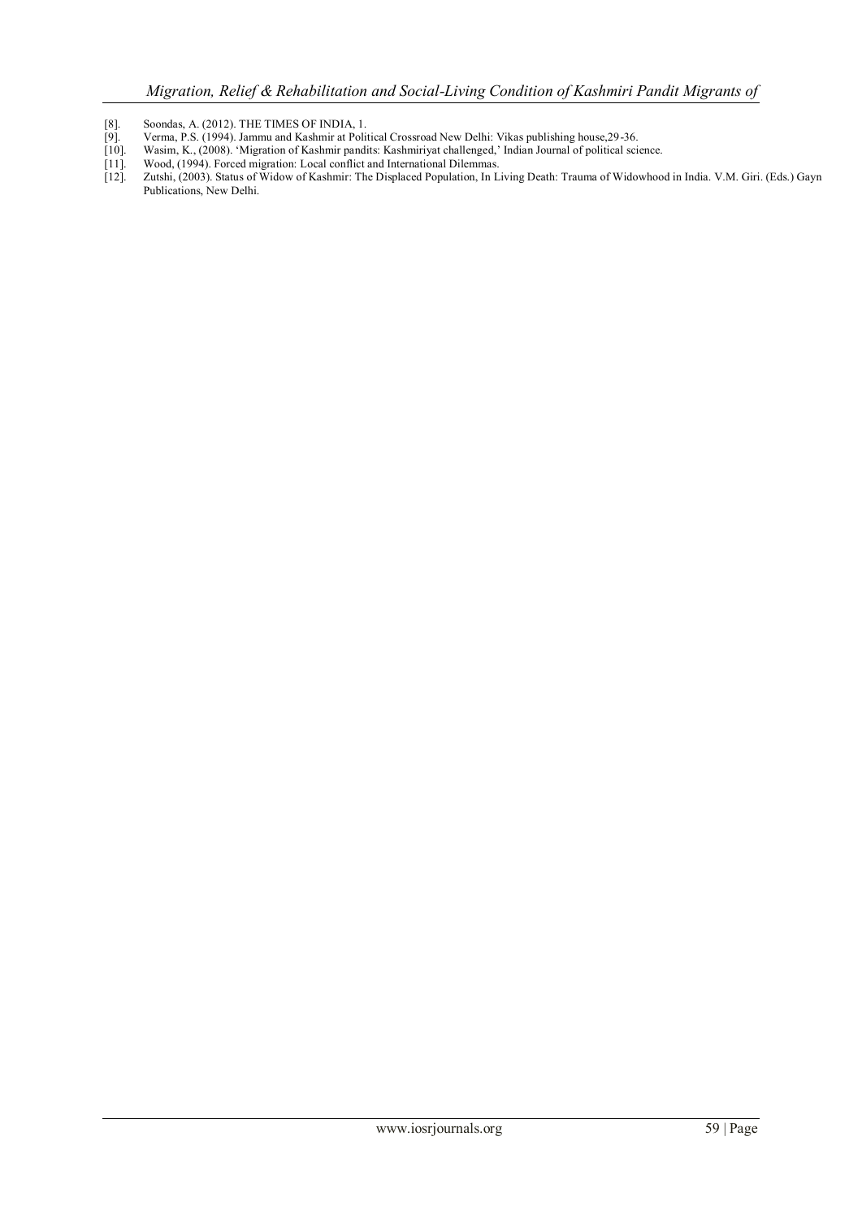[8]. Soondas, A. (2012). THE TIMES OF INDIA, 1.
[9]. Verma, P.S. (1994). Jammu and Kashmir at Political Crossroad New Delhi: Vikas publishing house,29-36.
[10]. Wasim, K., (2008). 'Migration of Kashmir pandits: Kashmiriyat challenged,' Indian Journal of political science.
[11]. Wood, (1994). Forced migration: Local conflict and International Dilemmas.
[12]. Zutshi, (2003). Status of Widow of Kashmir: The Displaced Population, In Living Death: Trauma of Widowhood in India. V.M. Giri. (Eds.) Gayn Publications, New Delhi.